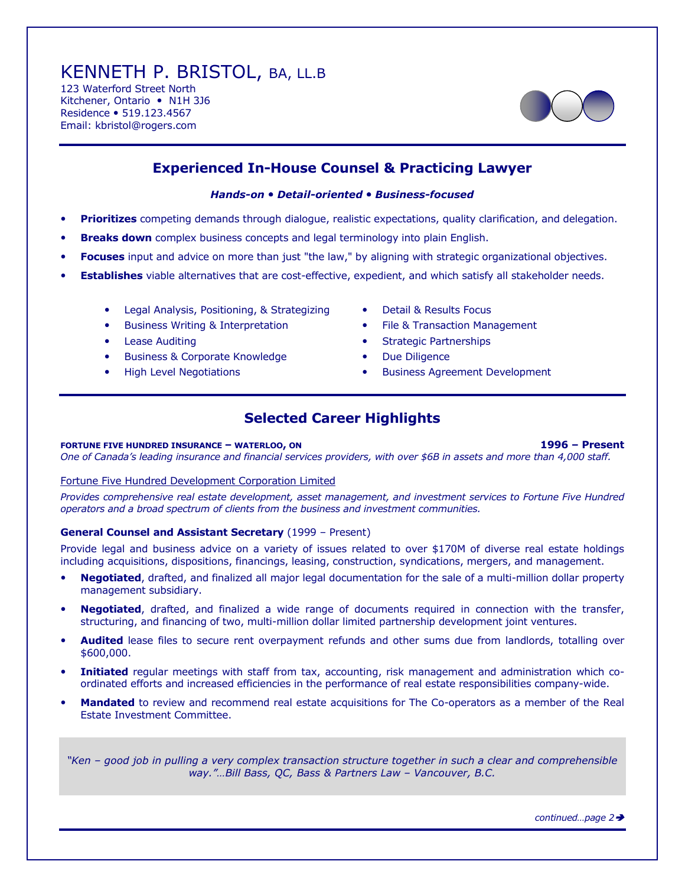# KENNETH P. BRISTOL, BA, LL.B

123 Waterford Street North
Kitchener, Ontario • N1H 3J6
Residence • 519.123.4567
Email: kbristol@rogers.com

## Experienced In-House Counsel & Practicing Lawyer

***Hands-on • Detail-oriented • Business-focused***

- **Prioritizes** competing demands through dialogue, realistic expectations, quality clarification, and delegation.
- **Breaks down** complex business concepts and legal terminology into plain English.
- **Focuses** input and advice on more than just "the law," by aligning with strategic organizational objectives.
- **Establishes** viable alternatives that are cost-effective, expedient, and which satisfy all stakeholder needs.

- Legal Analysis, Positioning, & Strategizing
- Business Writing & Interpretation
- Lease Auditing
- Business & Corporate Knowledge
- High Level Negotiations
- Detail & Results Focus
- File & Transaction Management
- Strategic Partnerships
- Due Diligence
- Business Agreement Development

## Selected Career Highlights

**FORTUNE FIVE HUNDRED INSURANCE – WATERLOO, ON** **1996 – Present**

*One of Canada's leading insurance and financial services providers, with over $6B in assets and more than 4,000 staff.*

Fortune Five Hundred Development Corporation Limited

*Provides comprehensive real estate development, asset management, and investment services to Fortune Five Hundred operators and a broad spectrum of clients from the business and investment communities.*

**General Counsel and Assistant Secretary** (1999 – Present)

Provide legal and business advice on a variety of issues related to over $170M of diverse real estate holdings including acquisitions, dispositions, financings, leasing, construction, syndications, mergers, and management.

- **Negotiated**, drafted, and finalized all major legal documentation for the sale of a multi-million dollar property management subsidiary.
- **Negotiated**, drafted, and finalized a wide range of documents required in connection with the transfer, structuring, and financing of two, multi-million dollar limited partnership development joint ventures.
- **Audited** lease files to secure rent overpayment refunds and other sums due from landlords, totalling over $600,000.
- **Initiated** regular meetings with staff from tax, accounting, risk management and administration which co-ordinated efforts and increased efficiencies in the performance of real estate responsibilities company-wide.
- **Mandated** to review and recommend real estate acquisitions for The Co-operators as a member of the Real Estate Investment Committee.

*"Ken – good job in pulling a very complex transaction structure together in such a clear and comprehensible way."…Bill Bass, QC, Bass & Partners Law – Vancouver, B.C.*

*continued…page 2➔*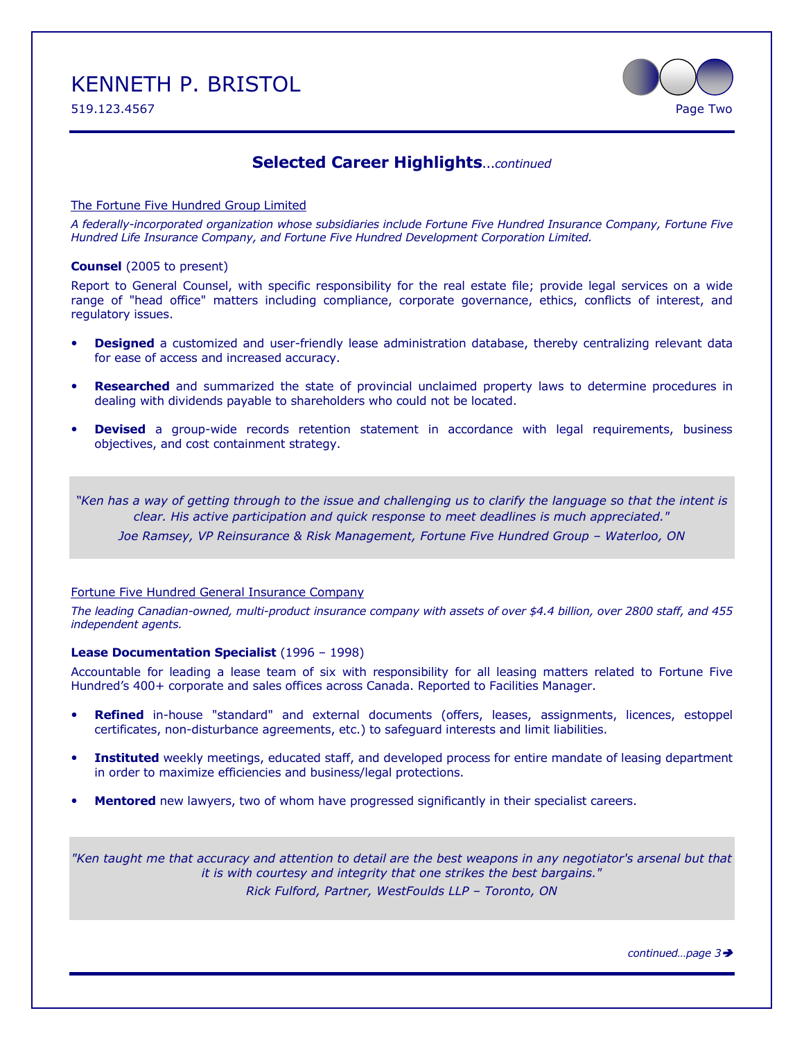## Selected Career Highlights*...continued*

The Fortune Five Hundred Group Limited

*A federally-incorporated organization whose subsidiaries include Fortune Five Hundred Insurance Company, Fortune Five Hundred Life Insurance Company, and Fortune Five Hundred Development Corporation Limited.*

**Counsel** (2005 to present)

Report to General Counsel, with specific responsibility for the real estate file; provide legal services on a wide range of "head office" matters including compliance, corporate governance, ethics, conflicts of interest, and regulatory issues.

- **Designed** a customized and user-friendly lease administration database, thereby centralizing relevant data for ease of access and increased accuracy.
- **Researched** and summarized the state of provincial unclaimed property laws to determine procedures in dealing with dividends payable to shareholders who could not be located.
- **Devised** a group-wide records retention statement in accordance with legal requirements, business objectives, and cost containment strategy.

> *"Ken has a way of getting through to the issue and challenging us to clarify the language so that the intent is clear. His active participation and quick response to meet deadlines is much appreciated."*
> *Joe Ramsey, VP Reinsurance & Risk Management, Fortune Five Hundred Group – Waterloo, ON*

Fortune Five Hundred General Insurance Company

*The leading Canadian-owned, multi-product insurance company with assets of over $4.4 billion, over 2800 staff, and 455 independent agents.*

**Lease Documentation Specialist** (1996 – 1998)

Accountable for leading a lease team of six with responsibility for all leasing matters related to Fortune Five Hundred's 400+ corporate and sales offices across Canada. Reported to Facilities Manager.

- **Refined** in-house "standard" and external documents (offers, leases, assignments, licences, estoppel certificates, non-disturbance agreements, etc.) to safeguard interests and limit liabilities.
- **Instituted** weekly meetings, educated staff, and developed process for entire mandate of leasing department in order to maximize efficiencies and business/legal protections.
- **Mentored** new lawyers, two of whom have progressed significantly in their specialist careers.

> *"Ken taught me that accuracy and attention to detail are the best weapons in any negotiator's arsenal but that it is with courtesy and integrity that one strikes the best bargains."*
> *Rick Fulford, Partner, WestFoulds LLP – Toronto, ON*

*continued…page 3*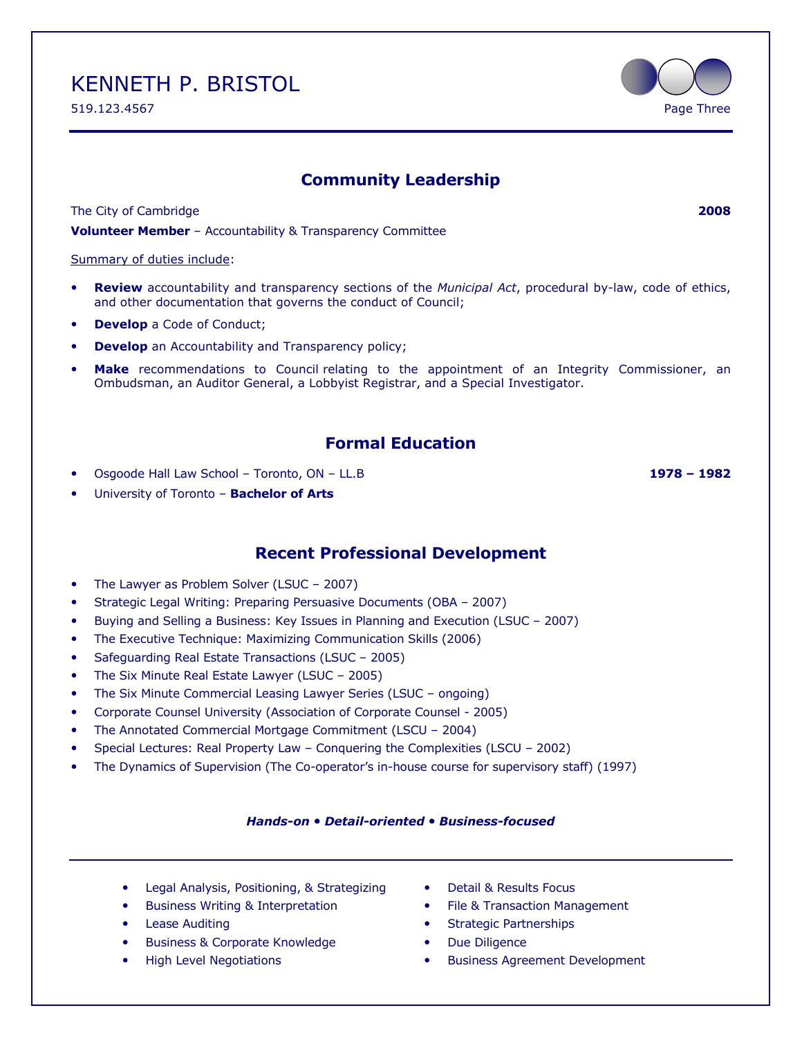## Community Leadership

The City of Cambridge **2008**

**Volunteer Member** – Accountability & Transparency Committee

Summary of duties include:

- **Review** accountability and transparency sections of the *Municipal Act*, procedural by-law, code of ethics, and other documentation that governs the conduct of Council;
- **Develop** a Code of Conduct;
- **Develop** an Accountability and Transparency policy;
- **Make** recommendations to Council relating to the appointment of an Integrity Commissioner, an Ombudsman, an Auditor General, a Lobbyist Registrar, and a Special Investigator.

## Formal Education

- Osgoode Hall Law School – Toronto, ON – LL.B **1978 – 1982**
- University of Toronto – **Bachelor of Arts**

## Recent Professional Development

- The Lawyer as Problem Solver (LSUC – 2007)
- Strategic Legal Writing: Preparing Persuasive Documents (OBA – 2007)
- Buying and Selling a Business: Key Issues in Planning and Execution (LSUC – 2007)
- The Executive Technique: Maximizing Communication Skills (2006)
- Safeguarding Real Estate Transactions (LSUC – 2005)
- The Six Minute Real Estate Lawyer (LSUC – 2005)
- The Six Minute Commercial Leasing Lawyer Series (LSUC – ongoing)
- Corporate Counsel University (Association of Corporate Counsel - 2005)
- The Annotated Commercial Mortgage Commitment (LSCU – 2004)
- Special Lectures: Real Property Law – Conquering the Complexities (LSCU – 2002)
- The Dynamics of Supervision (The Co-operator's in-house course for supervisory staff) (1997)

***Hands-on • Detail-oriented • Business-focused***

---

- Legal Analysis, Positioning, & Strategizing
- Business Writing & Interpretation
- Lease Auditing
- Business & Corporate Knowledge
- High Level Negotiations
- Detail & Results Focus
- File & Transaction Management
- Strategic Partnerships
- Due Diligence
- Business Agreement Development